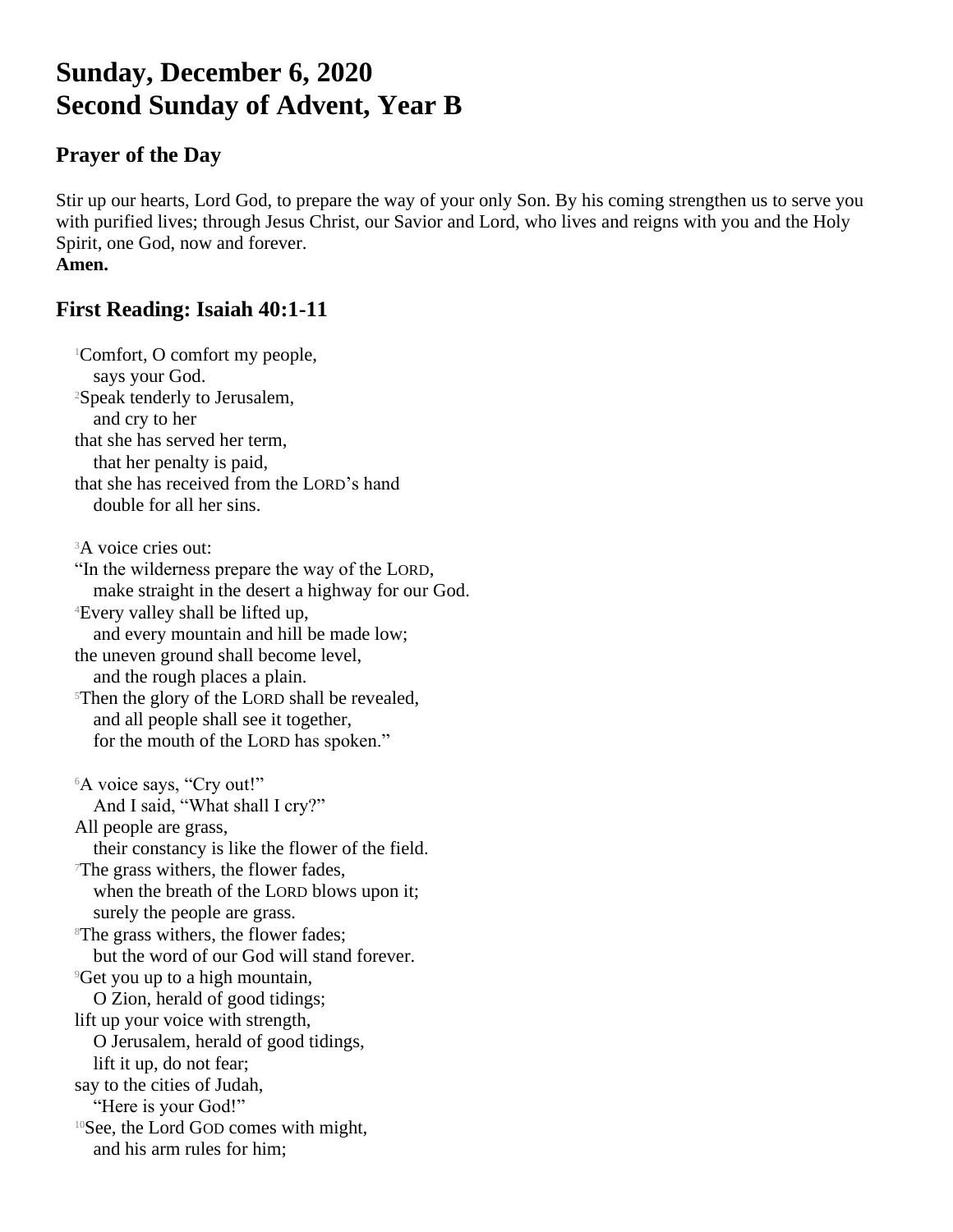# Sunday, December 6, 2020
# Second Sunday of Advent, Year B

## Prayer of the Day

Stir up our hearts, Lord God, to prepare the way of your only Son. By his coming strengthen us to serve you with purified lives; through Jesus Christ, our Savior and Lord, who lives and reigns with you and the Holy Spirit, one God, now and forever.
**Amen.**

## First Reading: Isaiah 40:1-11

[1]Comfort, O comfort my people,
  says your God.
[2]Speak tenderly to Jerusalem,
  and cry to her
that she has served her term,
  that her penalty is paid,
that she has received from the LORD's hand
  double for all her sins.

[3]A voice cries out:
"In the wilderness prepare the way of the LORD,
  make straight in the desert a highway for our God.
[4]Every valley shall be lifted up,
  and every mountain and hill be made low;
the uneven ground shall become level,
  and the rough places a plain.
[5]Then the glory of the LORD shall be revealed,
  and all people shall see it together,
  for the mouth of the LORD has spoken."

[6]A voice says, "Cry out!"
  And I said, "What shall I cry?"
All people are grass,
  their constancy is like the flower of the field.
[7]The grass withers, the flower fades,
  when the breath of the LORD blows upon it;
  surely the people are grass.
[8]The grass withers, the flower fades;
  but the word of our God will stand forever.
[9]Get you up to a high mountain,
  O Zion, herald of good tidings;
lift up your voice with strength,
  O Jerusalem, herald of good tidings,
  lift it up, do not fear;
say to the cities of Judah,
  "Here is your God!"
[10]See, the Lord GOD comes with might,
  and his arm rules for him;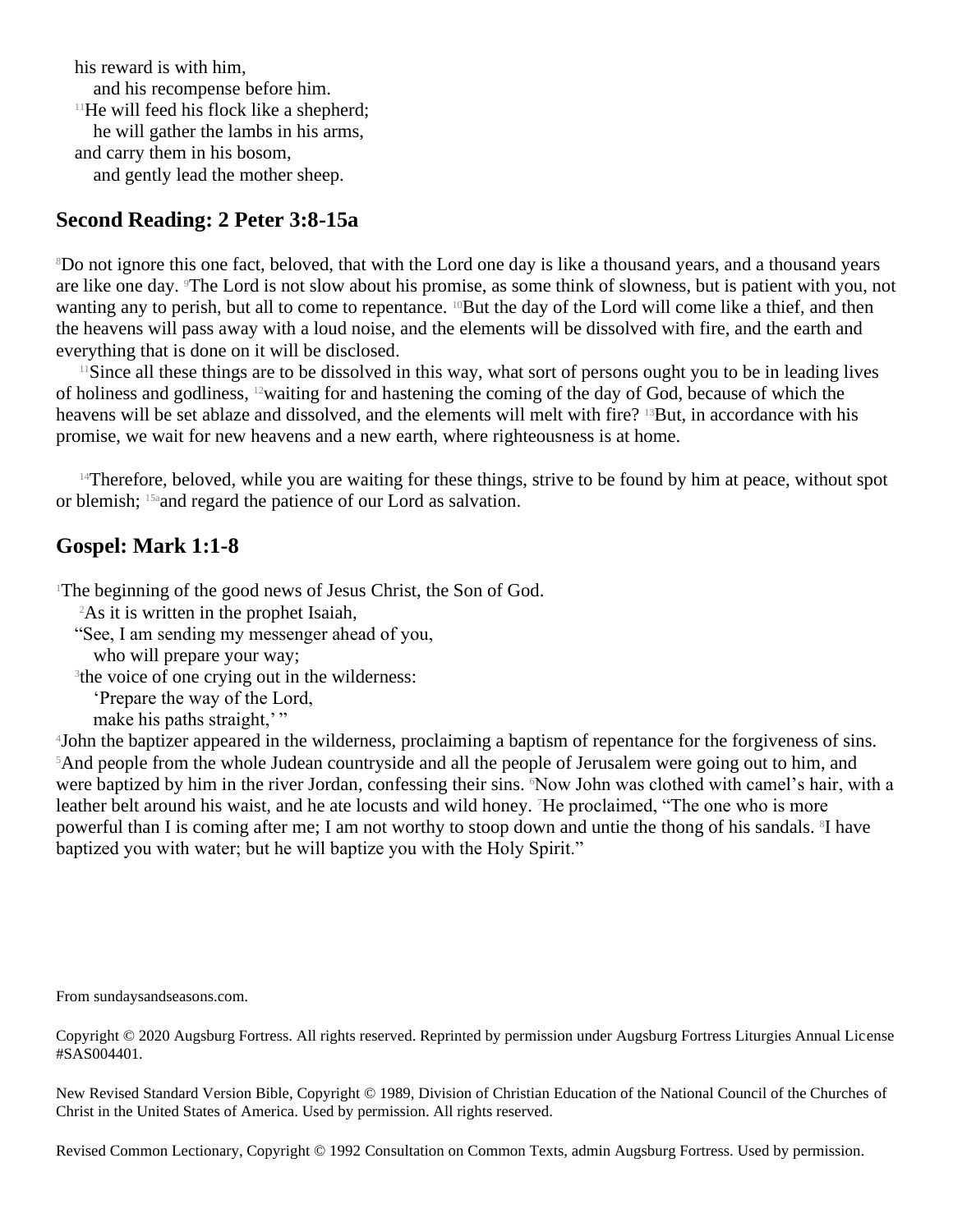his reward is with him,  
  and his recompense before him.  
[11]He will feed his flock like a shepherd;  
  he will gather the lambs in his arms,  
and carry them in his bosom,  
  and gently lead the mother sheep.

## Second Reading: 2 Peter 3:8-15a

[8]Do not ignore this one fact, beloved, that with the Lord one day is like a thousand years, and a thousand years are like one day. [9]The Lord is not slow about his promise, as some think of slowness, but is patient with you, not wanting any to perish, but all to come to repentance. [10]But the day of the Lord will come like a thief, and then the heavens will pass away with a loud noise, and the elements will be dissolved with fire, and the earth and everything that is done on it will be disclosed.

[11]Since all these things are to be dissolved in this way, what sort of persons ought you to be in leading lives of holiness and godliness, [12]waiting for and hastening the coming of the day of God, because of which the heavens will be set ablaze and dissolved, and the elements will melt with fire? [13]But, in accordance with his promise, we wait for new heavens and a new earth, where righteousness is at home.

[14]Therefore, beloved, while you are waiting for these things, strive to be found by him at peace, without spot or blemish; [15a]and regard the patience of our Lord as salvation.

## Gospel: Mark 1:1-8

[1]The beginning of the good news of Jesus Christ, the Son of God.

[2]As it is written in the prophet Isaiah,  
"See, I am sending my messenger ahead of you,  
  who will prepare your way;  
[3]the voice of one crying out in the wilderness:  
  'Prepare the way of the Lord,  
  make his paths straight,' "

[4]John the baptizer appeared in the wilderness, proclaiming a baptism of repentance for the forgiveness of sins. [5]And people from the whole Judean countryside and all the people of Jerusalem were going out to him, and were baptized by him in the river Jordan, confessing their sins. [6]Now John was clothed with camel's hair, with a leather belt around his waist, and he ate locusts and wild honey. [7]He proclaimed, "The one who is more powerful than I is coming after me; I am not worthy to stoop down and untie the thong of his sandals. [8]I have baptized you with water; but he will baptize you with the Holy Spirit."

From sundaysandseasons.com.

Copyright © 2020 Augsburg Fortress. All rights reserved. Reprinted by permission under Augsburg Fortress Liturgies Annual License #SAS004401.

New Revised Standard Version Bible, Copyright © 1989, Division of Christian Education of the National Council of the Churches of Christ in the United States of America. Used by permission. All rights reserved.

Revised Common Lectionary, Copyright © 1992 Consultation on Common Texts, admin Augsburg Fortress. Used by permission.